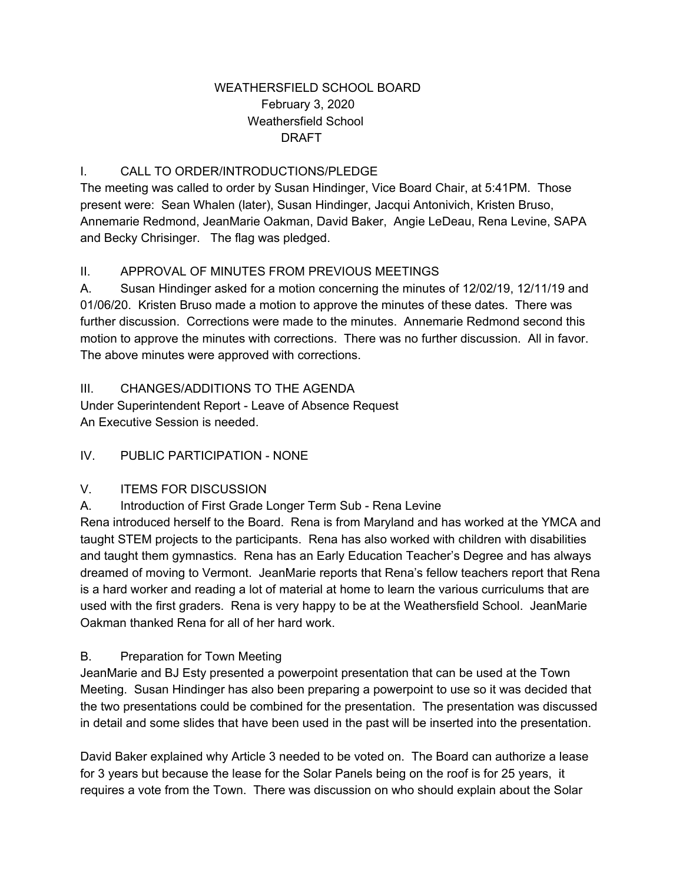# WEATHERSFIELD SCHOOL BOARD

February 3, 2020

Weathersfield School

DRAFT

## I. CALL TO ORDER/INTRODUCTIONS/PLEDGE

The meeting was called to order by Susan Hindinger, Vice Board Chair, at 5:41PM. Those present were: Sean Whalen (later), Susan Hindinger, Jacqui Antonivich, Kristen Bruso, Annemarie Redmond, JeanMarie Oakman, David Baker, Angie LeDeau, Rena Levine, SAPA and Becky Chrisinger. The flag was pledged.

## II. APPROVAL OF MINUTES FROM PREVIOUS MEETINGS

A. Susan Hindinger asked for a motion concerning the minutes of 12/02/19, 12/11/19 and 01/06/20. Kristen Bruso made a motion to approve the minutes of these dates. There was further discussion. Corrections were made to the minutes. Annemarie Redmond second this motion to approve the minutes with corrections. There was no further discussion. All in favor. The above minutes were approved with corrections.

## III. CHANGES/ADDITIONS TO THE AGENDA

Under Superintendent Report - Leave of Absence Request

An Executive Session is needed.

## IV. PUBLIC PARTICIPATION - NONE

## V. ITEMS FOR DISCUSSION

A. Introduction of First Grade Longer Term Sub - Rena Levine

Rena introduced herself to the Board. Rena is from Maryland and has worked at the YMCA and taught STEM projects to the participants. Rena has also worked with children with disabilities and taught them gymnastics. Rena has an Early Education Teacher's Degree and has always dreamed of moving to Vermont. JeanMarie reports that Rena's fellow teachers report that Rena is a hard worker and reading a lot of material at home to learn the various curriculums that are used with the first graders. Rena is very happy to be at the Weathersfield School. JeanMarie Oakman thanked Rena for all of her hard work.

B. Preparation for Town Meeting

JeanMarie and BJ Esty presented a powerpoint presentation that can be used at the Town Meeting. Susan Hindinger has also been preparing a powerpoint to use so it was decided that the two presentations could be combined for the presentation. The presentation was discussed in detail and some slides that have been used in the past will be inserted into the presentation.

David Baker explained why Article 3 needed to be voted on. The Board can authorize a lease for 3 years but because the lease for the Solar Panels being on the roof is for 25 years, it requires a vote from the Town. There was discussion on who should explain about the Solar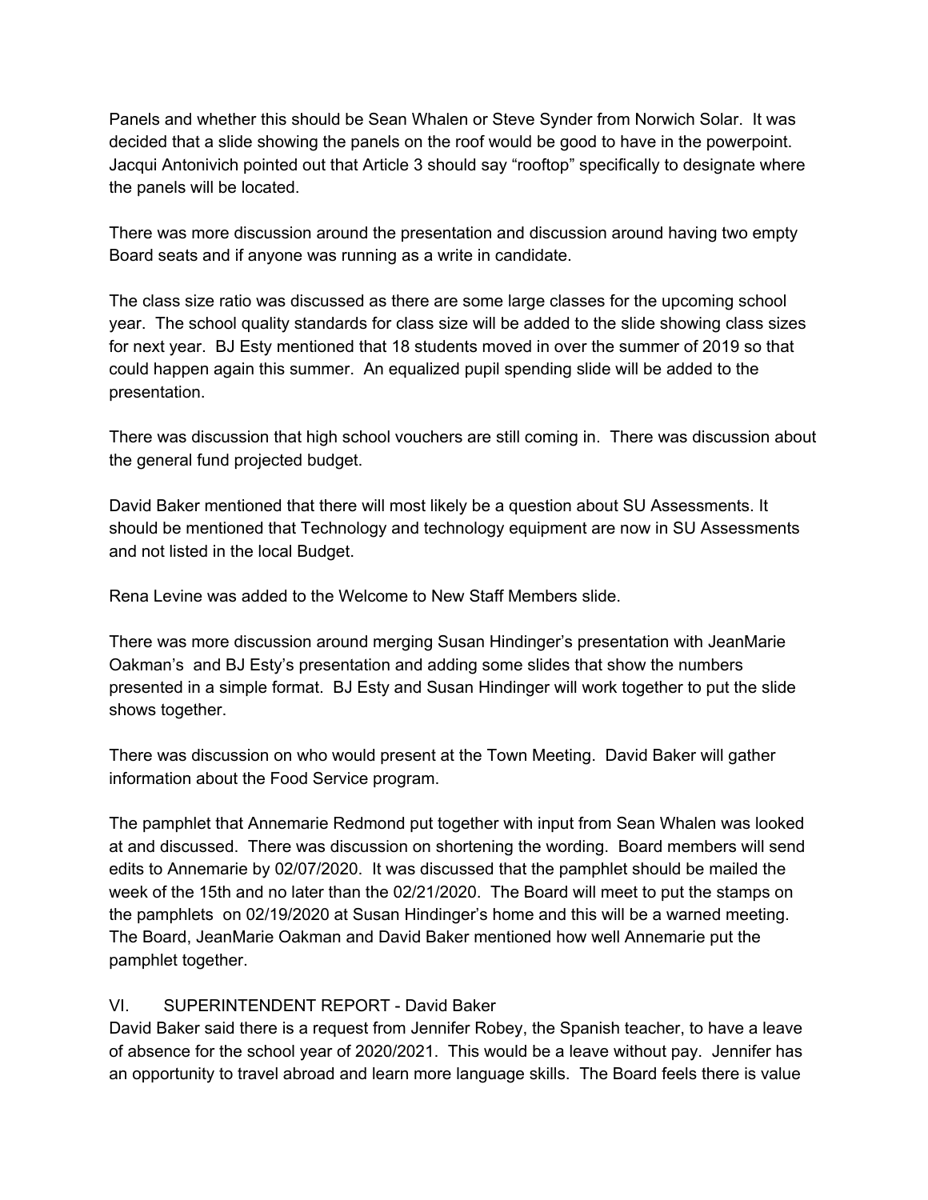Panels and whether this should be Sean Whalen or Steve Synder from Norwich Solar. It was decided that a slide showing the panels on the roof would be good to have in the powerpoint. Jacqui Antonivich pointed out that Article 3 should say "rooftop" specifically to designate where the panels will be located.

There was more discussion around the presentation and discussion around having two empty Board seats and if anyone was running as a write in candidate.

The class size ratio was discussed as there are some large classes for the upcoming school year. The school quality standards for class size will be added to the slide showing class sizes for next year. BJ Esty mentioned that 18 students moved in over the summer of 2019 so that could happen again this summer. An equalized pupil spending slide will be added to the presentation.

There was discussion that high school vouchers are still coming in. There was discussion about the general fund projected budget.

David Baker mentioned that there will most likely be a question about SU Assessments. It should be mentioned that Technology and technology equipment are now in SU Assessments and not listed in the local Budget.

Rena Levine was added to the Welcome to New Staff Members slide.

There was more discussion around merging Susan Hindinger's presentation with JeanMarie Oakman's and BJ Esty's presentation and adding some slides that show the numbers presented in a simple format. BJ Esty and Susan Hindinger will work together to put the slide shows together.

There was discussion on who would present at the Town Meeting. David Baker will gather information about the Food Service program.

The pamphlet that Annemarie Redmond put together with input from Sean Whalen was looked at and discussed. There was discussion on shortening the wording. Board members will send edits to Annemarie by 02/07/2020. It was discussed that the pamphlet should be mailed the week of the 15th and no later than the 02/21/2020. The Board will meet to put the stamps on the pamphlets on 02/19/2020 at Susan Hindinger's home and this will be a warned meeting. The Board, JeanMarie Oakman and David Baker mentioned how well Annemarie put the pamphlet together.

## VI. SUPERINTENDENT REPORT - David Baker

David Baker said there is a request from Jennifer Robey, the Spanish teacher, to have a leave of absence for the school year of 2020/2021. This would be a leave without pay. Jennifer has an opportunity to travel abroad and learn more language skills. The Board feels there is value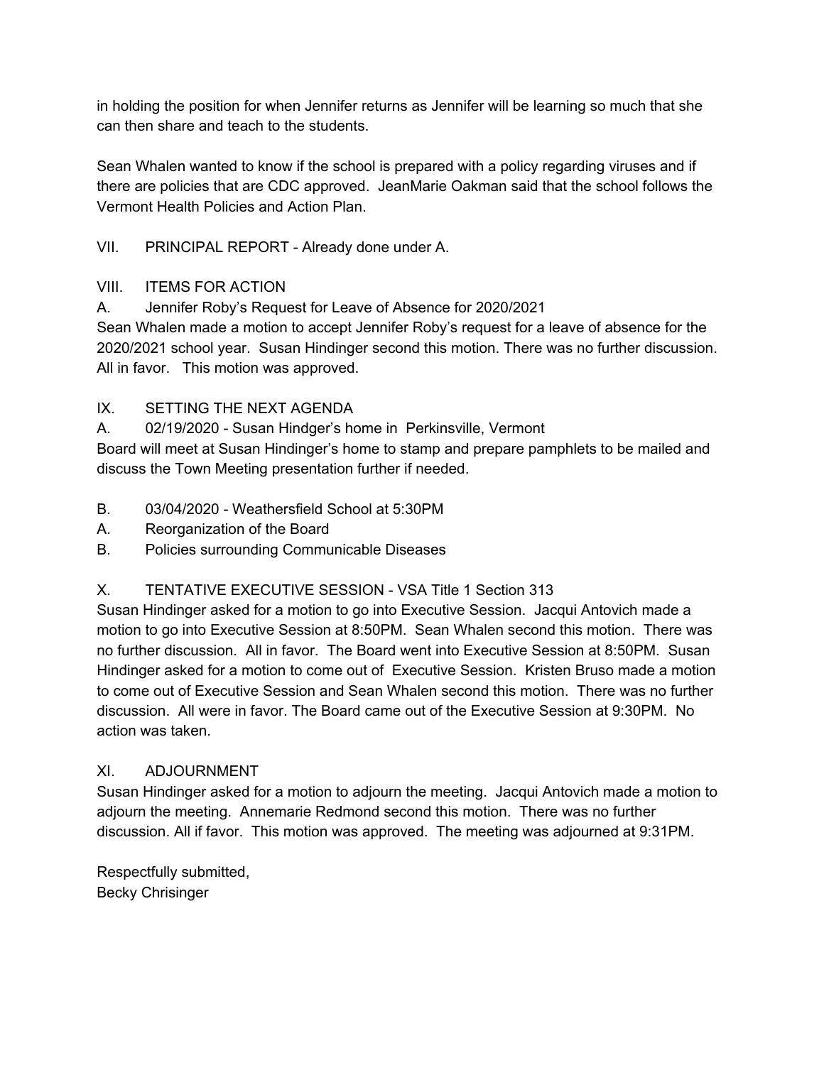in holding the position for when Jennifer returns as Jennifer will be learning so much that she can then share and teach to the students.

Sean Whalen wanted to know if the school is prepared with a policy regarding viruses and if there are policies that are CDC approved. JeanMarie Oakman said that the school follows the Vermont Health Policies and Action Plan.

VII. PRINCIPAL REPORT - Already done under A.

VIII. ITEMS FOR ACTION

A. Jennifer Roby's Request for Leave of Absence for 2020/2021

Sean Whalen made a motion to accept Jennifer Roby's request for a leave of absence for the 2020/2021 school year. Susan Hindinger second this motion. There was no further discussion. All in favor. This motion was approved.

IX. SETTING THE NEXT AGENDA

A. 02/19/2020 - Susan Hindger's home in Perkinsville, Vermont

Board will meet at Susan Hindinger's home to stamp and prepare pamphlets to be mailed and discuss the Town Meeting presentation further if needed.

B. 03/04/2020 - Weathersfield School at 5:30PM

A. Reorganization of the Board

B. Policies surrounding Communicable Diseases

X. TENTATIVE EXECUTIVE SESSION - VSA Title 1 Section 313

Susan Hindinger asked for a motion to go into Executive Session. Jacqui Antovich made a motion to go into Executive Session at 8:50PM. Sean Whalen second this motion. There was no further discussion. All in favor. The Board went into Executive Session at 8:50PM. Susan Hindinger asked for a motion to come out of Executive Session. Kristen Bruso made a motion to come out of Executive Session and Sean Whalen second this motion. There was no further discussion. All were in favor. The Board came out of the Executive Session at 9:30PM. No action was taken.

XI. ADJOURNMENT

Susan Hindinger asked for a motion to adjourn the meeting. Jacqui Antovich made a motion to adjourn the meeting. Annemarie Redmond second this motion. There was no further discussion. All if favor. This motion was approved. The meeting was adjourned at 9:31PM.

Respectfully submitted,
Becky Chrisinger